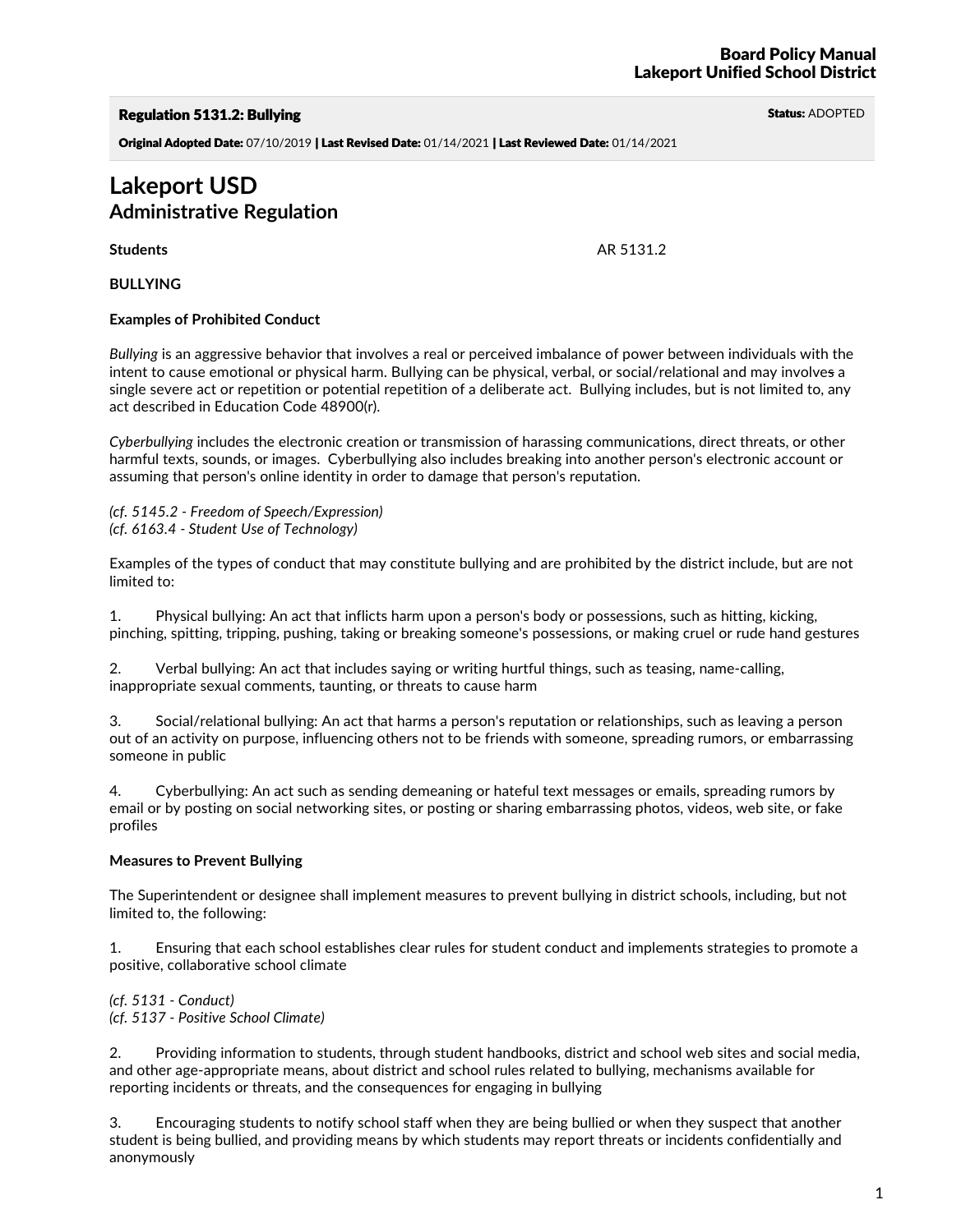**Board Policy Manual**
**Lakeport Unified School District**

**Regulation 5131.2: Bullying** **Status:** ADOPTED

**Original Adopted Date:** 07/10/2019 | **Last Revised Date:** 01/14/2021 | **Last Reviewed Date:** 01/14/2021

# Lakeport USD
## Administrative Regulation

**Students** AR 5131.2

**BULLYING**

**Examples of Prohibited Conduct**

*Bullying* is an aggressive behavior that involves a real or perceived imbalance of power between individuals with the intent to cause emotional or physical harm. Bullying can be physical, verbal, or social/relational and may involves a single severe act or repetition or potential repetition of a deliberate act. Bullying includes, but is not limited to, any act described in Education Code 48900(r).

*Cyberbullying* includes the electronic creation or transmission of harassing communications, direct threats, or other harmful texts, sounds, or images. Cyberbullying also includes breaking into another person's electronic account or assuming that person's online identity in order to damage that person's reputation.

*(cf. 5145.2 - Freedom of Speech/Expression)*
*(cf. 6163.4 - Student Use of Technology)*

Examples of the types of conduct that may constitute bullying and are prohibited by the district include, but are not limited to:

1. Physical bullying: An act that inflicts harm upon a person's body or possessions, such as hitting, kicking, pinching, spitting, tripping, pushing, taking or breaking someone's possessions, or making cruel or rude hand gestures

2. Verbal bullying: An act that includes saying or writing hurtful things, such as teasing, name-calling, inappropriate sexual comments, taunting, or threats to cause harm

3. Social/relational bullying: An act that harms a person's reputation or relationships, such as leaving a person out of an activity on purpose, influencing others not to be friends with someone, spreading rumors, or embarrassing someone in public

4. Cyberbullying: An act such as sending demeaning or hateful text messages or emails, spreading rumors by email or by posting on social networking sites, or posting or sharing embarrassing photos, videos, web site, or fake profiles

**Measures to Prevent Bullying**

The Superintendent or designee shall implement measures to prevent bullying in district schools, including, but not limited to, the following:

1. Ensuring that each school establishes clear rules for student conduct and implements strategies to promote a positive, collaborative school climate

*(cf. 5131 - Conduct)*
*(cf. 5137 - Positive School Climate)*

2. Providing information to students, through student handbooks, district and school web sites and social media, and other age-appropriate means, about district and school rules related to bullying, mechanisms available for reporting incidents or threats, and the consequences for engaging in bullying

3. Encouraging students to notify school staff when they are being bullied or when they suspect that another student is being bullied, and providing means by which students may report threats or incidents confidentially and anonymously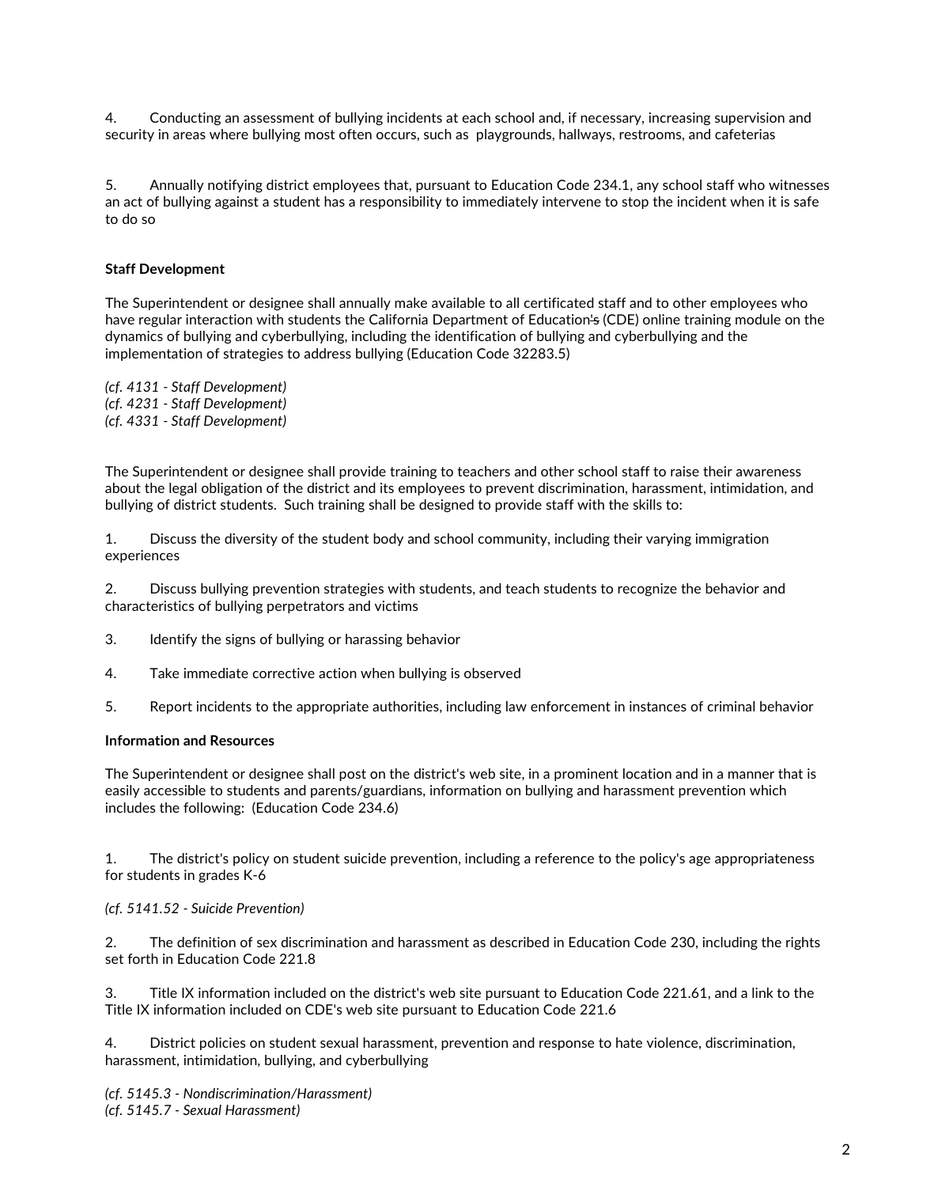4. Conducting an assessment of bullying incidents at each school and, if necessary, increasing supervision and security in areas where bullying most often occurs, such as playgrounds, hallways, restrooms, and cafeterias

5. Annually notifying district employees that, pursuant to Education Code 234.1, any school staff who witnesses an act of bullying against a student has a responsibility to immediately intervene to stop the incident when it is safe to do so

**Staff Development**

The Superintendent or designee shall annually make available to all certificated staff and to other employees who have regular interaction with students the California Department of Education's (CDE) online training module on the dynamics of bullying and cyberbullying, including the identification of bullying and cyberbullying and the implementation of strategies to address bullying (Education Code 32283.5)

*(cf. 4131 - Staff Development)*
*(cf. 4231 - Staff Development)*
*(cf. 4331 - Staff Development)*

The Superintendent or designee shall provide training to teachers and other school staff to raise their awareness about the legal obligation of the district and its employees to prevent discrimination, harassment, intimidation, and bullying of district students. Such training shall be designed to provide staff with the skills to:

1. Discuss the diversity of the student body and school community, including their varying immigration experiences

2. Discuss bullying prevention strategies with students, and teach students to recognize the behavior and characteristics of bullying perpetrators and victims

3. Identify the signs of bullying or harassing behavior

4. Take immediate corrective action when bullying is observed

5. Report incidents to the appropriate authorities, including law enforcement in instances of criminal behavior

**Information and Resources**

The Superintendent or designee shall post on the district's web site, in a prominent location and in a manner that is easily accessible to students and parents/guardians, information on bullying and harassment prevention which includes the following: (Education Code 234.6)

1. The district's policy on student suicide prevention, including a reference to the policy's age appropriateness for students in grades K-6

*(cf. 5141.52 - Suicide Prevention)*

2. The definition of sex discrimination and harassment as described in Education Code 230, including the rights set forth in Education Code 221.8

3. Title IX information included on the district's web site pursuant to Education Code 221.61, and a link to the Title IX information included on CDE's web site pursuant to Education Code 221.6

4. District policies on student sexual harassment, prevention and response to hate violence, discrimination, harassment, intimidation, bullying, and cyberbullying

*(cf. 5145.3 - Nondiscrimination/Harassment)*
*(cf. 5145.7 - Sexual Harassment)*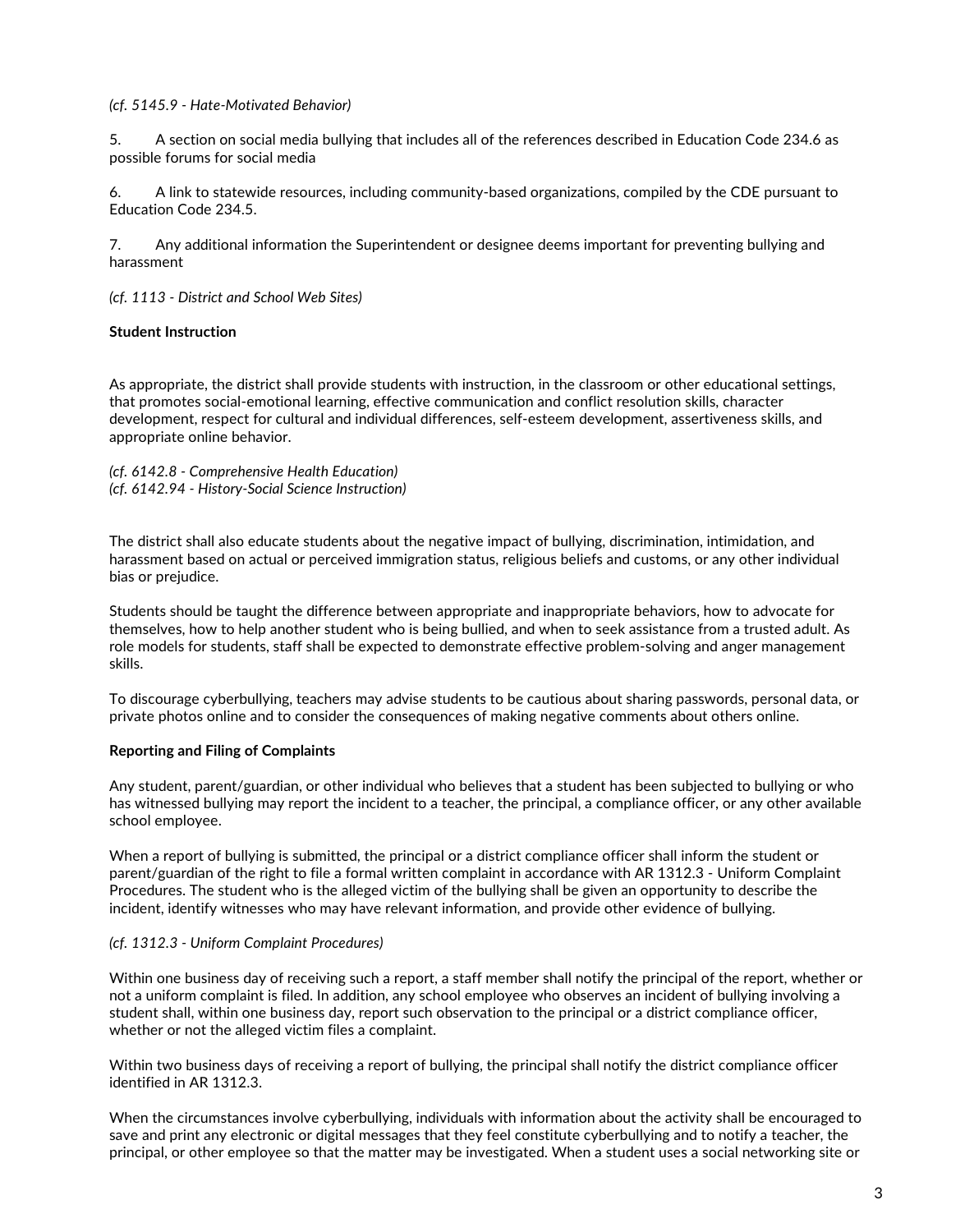*(cf. 5145.9 - Hate-Motivated Behavior)*

5. A section on social media bullying that includes all of the references described in Education Code 234.6 as possible forums for social media

6. A link to statewide resources, including community-based organizations, compiled by the CDE pursuant to Education Code 234.5.

7. Any additional information the Superintendent or designee deems important for preventing bullying and harassment

*(cf. 1113 - District and School Web Sites)*

**Student Instruction**

As appropriate, the district shall provide students with instruction, in the classroom or other educational settings, that promotes social-emotional learning, effective communication and conflict resolution skills, character development, respect for cultural and individual differences, self-esteem development, assertiveness skills, and appropriate online behavior.

*(cf. 6142.8 - Comprehensive Health Education)*
*(cf. 6142.94 - History-Social Science Instruction)*

The district shall also educate students about the negative impact of bullying, discrimination, intimidation, and harassment based on actual or perceived immigration status, religious beliefs and customs, or any other individual bias or prejudice.

Students should be taught the difference between appropriate and inappropriate behaviors, how to advocate for themselves, how to help another student who is being bullied, and when to seek assistance from a trusted adult. As role models for students, staff shall be expected to demonstrate effective problem-solving and anger management skills.

To discourage cyberbullying, teachers may advise students to be cautious about sharing passwords, personal data, or private photos online and to consider the consequences of making negative comments about others online.

**Reporting and Filing of Complaints**

Any student, parent/guardian, or other individual who believes that a student has been subjected to bullying or who has witnessed bullying may report the incident to a teacher, the principal, a compliance officer, or any other available school employee.

When a report of bullying is submitted, the principal or a district compliance officer shall inform the student or parent/guardian of the right to file a formal written complaint in accordance with AR 1312.3 - Uniform Complaint Procedures. The student who is the alleged victim of the bullying shall be given an opportunity to describe the incident, identify witnesses who may have relevant information, and provide other evidence of bullying.

*(cf. 1312.3 - Uniform Complaint Procedures)*

Within one business day of receiving such a report, a staff member shall notify the principal of the report, whether or not a uniform complaint is filed. In addition, any school employee who observes an incident of bullying involving a student shall, within one business day, report such observation to the principal or a district compliance officer, whether or not the alleged victim files a complaint.

Within two business days of receiving a report of bullying, the principal shall notify the district compliance officer identified in AR 1312.3.

When the circumstances involve cyberbullying, individuals with information about the activity shall be encouraged to save and print any electronic or digital messages that they feel constitute cyberbullying and to notify a teacher, the principal, or other employee so that the matter may be investigated. When a student uses a social networking site or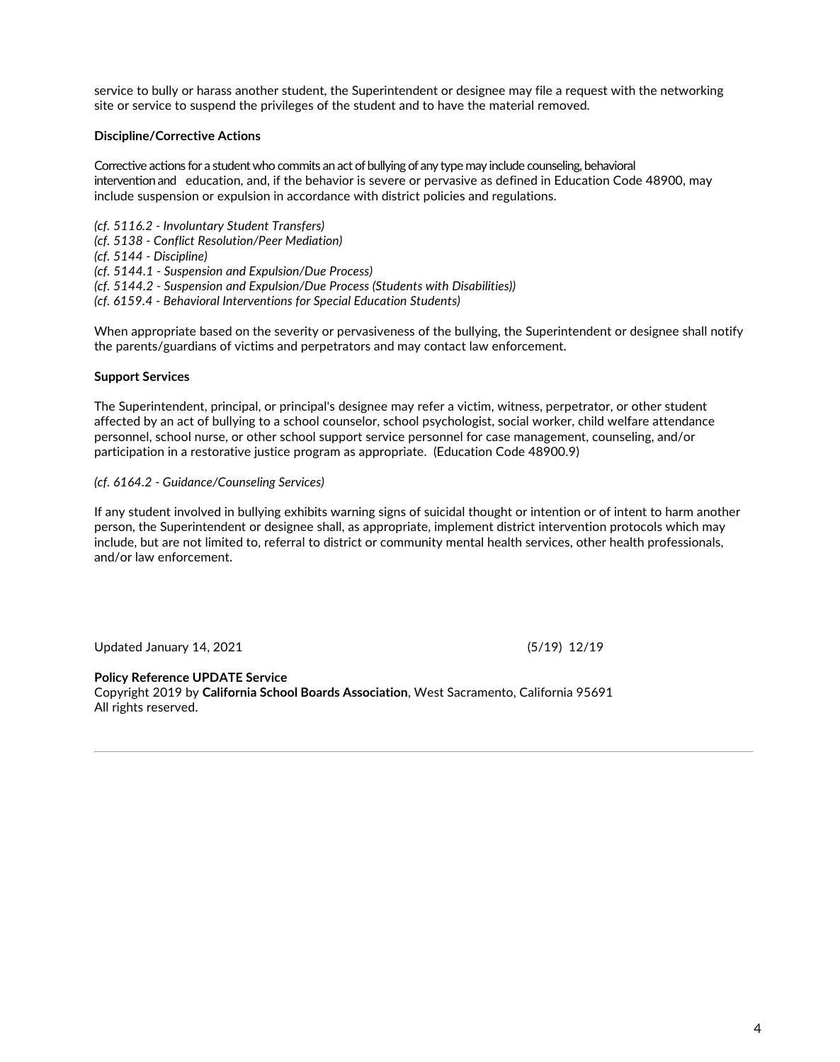service to bully or harass another student, the Superintendent or designee may file a request with the networking site or service to suspend the privileges of the student and to have the material removed.

**Discipline/Corrective Actions**

Corrective actions for a student who commits an act of bullying of any type may include counseling, behavioral intervention and education, and, if the behavior is severe or pervasive as defined in Education Code 48900, may include suspension or expulsion in accordance with district policies and regulations.

*(cf. 5116.2 - Involuntary Student Transfers)*
*(cf. 5138 - Conflict Resolution/Peer Mediation)*
*(cf. 5144 - Discipline)*
*(cf. 5144.1 - Suspension and Expulsion/Due Process)*
*(cf. 5144.2 - Suspension and Expulsion/Due Process (Students with Disabilities))*
*(cf. 6159.4 - Behavioral Interventions for Special Education Students)*

When appropriate based on the severity or pervasiveness of the bullying, the Superintendent or designee shall notify the parents/guardians of victims and perpetrators and may contact law enforcement.

**Support Services**

The Superintendent, principal, or principal's designee may refer a victim, witness, perpetrator, or other student affected by an act of bullying to a school counselor, school psychologist, social worker, child welfare attendance personnel, school nurse, or other school support service personnel for case management, counseling, and/or participation in a restorative justice program as appropriate. (Education Code 48900.9)

*(cf. 6164.2 - Guidance/Counseling Services)*

If any student involved in bullying exhibits warning signs of suicidal thought or intention or of intent to harm another person, the Superintendent or designee shall, as appropriate, implement district intervention protocols which may include, but are not limited to, referral to district or community mental health services, other health professionals, and/or law enforcement.

Updated January 14, 2021 (5/19) 12/19

**Policy Reference UPDATE Service**
Copyright 2019 by **California School Boards Association**, West Sacramento, California 95691
All rights reserved.